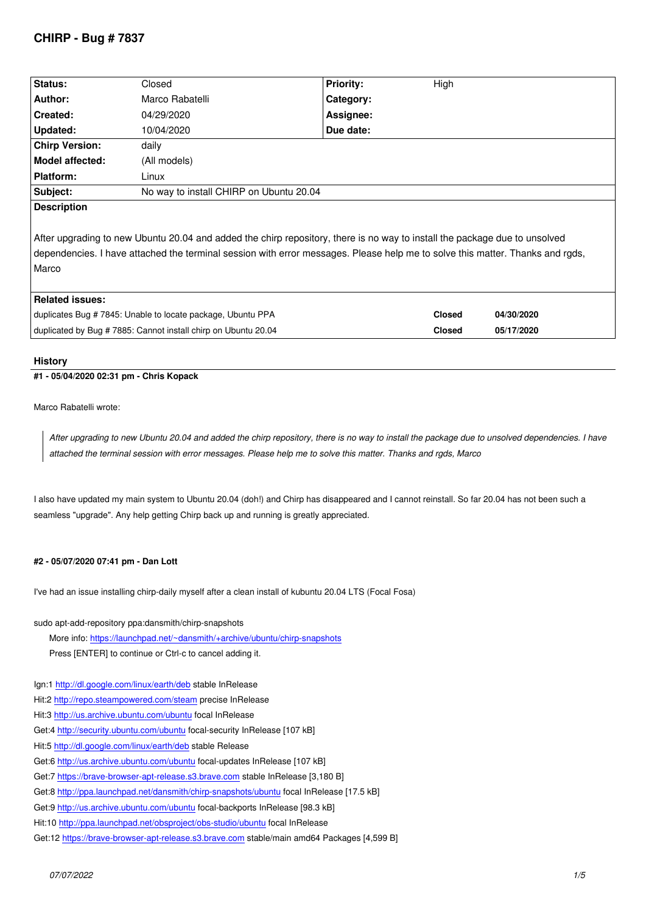# CHIRP - Bug # 7837

| Status: | Closed | Priority: | High |
|---|---|---|---|
| Author: | Marco Rabatelli | Category: | |
| Created: | 04/29/2020 | Assignee: | |
| Updated: | 10/04/2020 | Due date: | |
| Chirp Version: | daily | | |
| Model affected: | (All models) | | |
| Platform: | Linux | | |
| Subject: | No way to install CHIRP on Ubuntu 20.04 | | |

**Description**

After upgrading to new Ubuntu 20.04 and added the chirp repository, there is no way to install the package due to unsolved dependencies. I have attached the terminal session with error messages. Please help me to solve this matter. Thanks and rgds, Marco

**Related issues:**

| | | |
|---|---|---|
| duplicates Bug # 7845: Unable to locate package, Ubuntu PPA | Closed | 04/30/2020 |
| duplicated by Bug # 7885: Cannot install chirp on Ubuntu 20.04 | Closed | 05/17/2020 |

## History

**#1 - 05/04/2020 02:31 pm - Chris Kopack**

Marco Rabatelli wrote:

> *After upgrading to new Ubuntu 20.04 and added the chirp repository, there is no way to install the package due to unsolved dependencies. I have attached the terminal session with error messages. Please help me to solve this matter. Thanks and rgds, Marco*

I also have updated my main system to Ubuntu 20.04 (doh!) and Chirp has disappeared and I cannot reinstall. So far 20.04 has not been such a seamless "upgrade". Any help getting Chirp back up and running is greatly appreciated.

**#2 - 05/07/2020 07:41 pm - Dan Lott**

I've had an issue installing chirp-daily myself after a clean install of kubuntu 20.04 LTS (Focal Fosa)

sudo apt-add-repository ppa:dansmith/chirp-snapshots
  More info: https://launchpad.net/~dansmith/+archive/ubuntu/chirp-snapshots
  Press [ENTER] to continue or Ctrl-c to cancel adding it.

Ign:1 http://dl.google.com/linux/earth/deb stable InRelease
Hit:2 http://repo.steampowered.com/steam precise InRelease
Hit:3 http://us.archive.ubuntu.com/ubuntu focal InRelease
Get:4 http://security.ubuntu.com/ubuntu focal-security InRelease [107 kB]
Hit:5 http://dl.google.com/linux/earth/deb stable Release
Get:6 http://us.archive.ubuntu.com/ubuntu focal-updates InRelease [107 kB]
Get:7 https://brave-browser-apt-release.s3.brave.com stable InRelease [3,180 B]
Get:8 http://ppa.launchpad.net/dansmith/chirp-snapshots/ubuntu focal InRelease [17.5 kB]
Get:9 http://us.archive.ubuntu.com/ubuntu focal-backports InRelease [98.3 kB]
Hit:10 http://ppa.launchpad.net/obsproject/obs-studio/ubuntu focal InRelease
Get:12 https://brave-browser-apt-release.s3.brave.com stable/main amd64 Packages [4,599 B]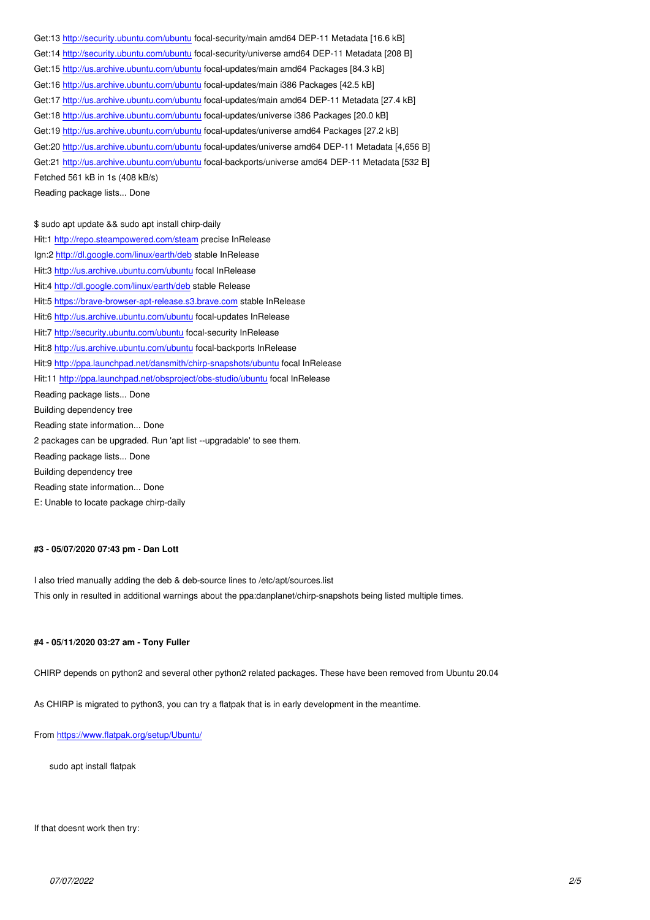Get:13 http://security.ubuntu.com/ubuntu focal-security/main amd64 DEP-11 Metadata [16.6 kB]
Get:14 http://security.ubuntu.com/ubuntu focal-security/universe amd64 DEP-11 Metadata [208 B]
Get:15 http://us.archive.ubuntu.com/ubuntu focal-updates/main amd64 Packages [84.3 kB]
Get:16 http://us.archive.ubuntu.com/ubuntu focal-updates/main i386 Packages [42.5 kB]
Get:17 http://us.archive.ubuntu.com/ubuntu focal-updates/main amd64 DEP-11 Metadata [27.4 kB]
Get:18 http://us.archive.ubuntu.com/ubuntu focal-updates/universe i386 Packages [20.0 kB]
Get:19 http://us.archive.ubuntu.com/ubuntu focal-updates/universe amd64 Packages [27.2 kB]
Get:20 http://us.archive.ubuntu.com/ubuntu focal-updates/universe amd64 DEP-11 Metadata [4,656 B]
Get:21 http://us.archive.ubuntu.com/ubuntu focal-backports/universe amd64 DEP-11 Metadata [532 B]
Fetched 561 kB in 1s (408 kB/s)
Reading package lists... Done

$ sudo apt update && sudo apt install chirp-daily
Hit:1 http://repo.steampowered.com/steam precise InRelease
Ign:2 http://dl.google.com/linux/earth/deb stable InRelease
Hit:3 http://us.archive.ubuntu.com/ubuntu focal InRelease
Hit:4 http://dl.google.com/linux/earth/deb stable Release
Hit:5 https://brave-browser-apt-release.s3.brave.com stable InRelease
Hit:6 http://us.archive.ubuntu.com/ubuntu focal-updates InRelease
Hit:7 http://security.ubuntu.com/ubuntu focal-security InRelease
Hit:8 http://us.archive.ubuntu.com/ubuntu focal-backports InRelease
Hit:9 http://ppa.launchpad.net/dansmith/chirp-snapshots/ubuntu focal InRelease
Hit:11 http://ppa.launchpad.net/obsproject/obs-studio/ubuntu focal InRelease
Reading package lists... Done
Building dependency tree
Reading state information... Done
2 packages can be upgraded. Run 'apt list --upgradable' to see them.
Reading package lists... Done
Building dependency tree
Reading state information... Done
E: Unable to locate package chirp-daily

#### #3 - 05/07/2020 07:43 pm - Dan Lott

I also tried manually adding the deb & deb-source lines to /etc/apt/sources.list
This only in resulted in additional warnings about the ppa:danplanet/chirp-snapshots being listed multiple times.

#### #4 - 05/11/2020 03:27 am - Tony Fuller

CHIRP depends on python2 and several other python2 related packages. These have been removed from Ubuntu 20.04

As CHIRP is migrated to python3, you can try a flatpak that is in early development in the meantime.

From https://www.flatpak.org/setup/Ubuntu/

```
sudo apt install flatpak
```

If that doesnt work then try: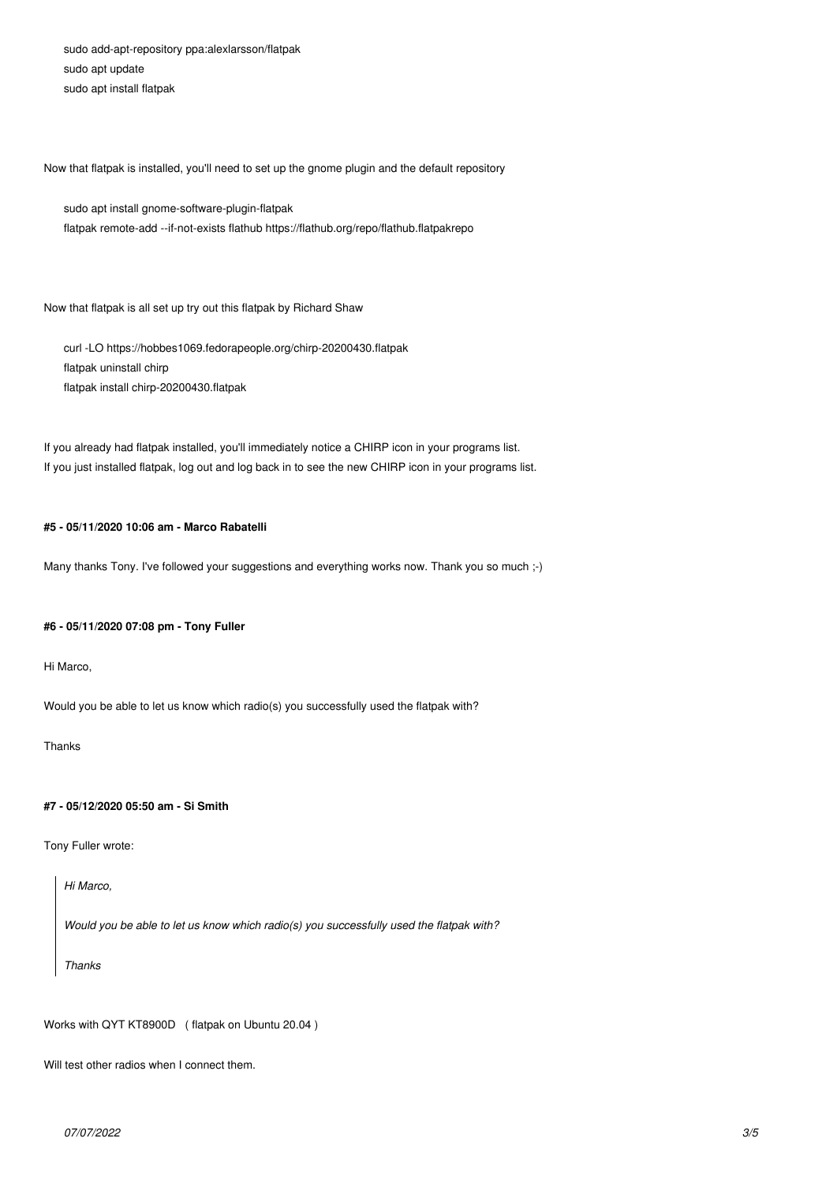```
sudo add-apt-repository ppa:alexlarsson/flatpak
sudo apt update
sudo apt install flatpak
```

Now that flatpak is installed, you'll need to set up the gnome plugin and the default repository

```
sudo apt install gnome-software-plugin-flatpak
flatpak remote-add --if-not-exists flathub https://flathub.org/repo/flathub.flatpakrepo
```

Now that flatpak is all set up try out this flatpak by Richard Shaw

```
curl -LO https://hobbes1069.fedorapeople.org/chirp-20200430.flatpak
flatpak uninstall chirp
flatpak install chirp-20200430.flatpak
```

If you already had flatpak installed, you'll immediately notice a CHIRP icon in your programs list.
If you just installed flatpak, log out and log back in to see the new CHIRP icon in your programs list.

#### #5 - 05/11/2020 10:06 am - Marco Rabatelli

Many thanks Tony. I've followed your suggestions and everything works now. Thank you so much ;-)

#### #6 - 05/11/2020 07:08 pm - Tony Fuller

Hi Marco,

Would you be able to let us know which radio(s) you successfully used the flatpak with?

Thanks

#### #7 - 05/12/2020 05:50 am - Si Smith

Tony Fuller wrote:

> *Hi Marco,*
>
> *Would you be able to let us know which radio(s) you successfully used the flatpak with?*
>
> *Thanks*

Works with QYT KT8900D ( flatpak on Ubuntu 20.04 )

Will test other radios when I connect them.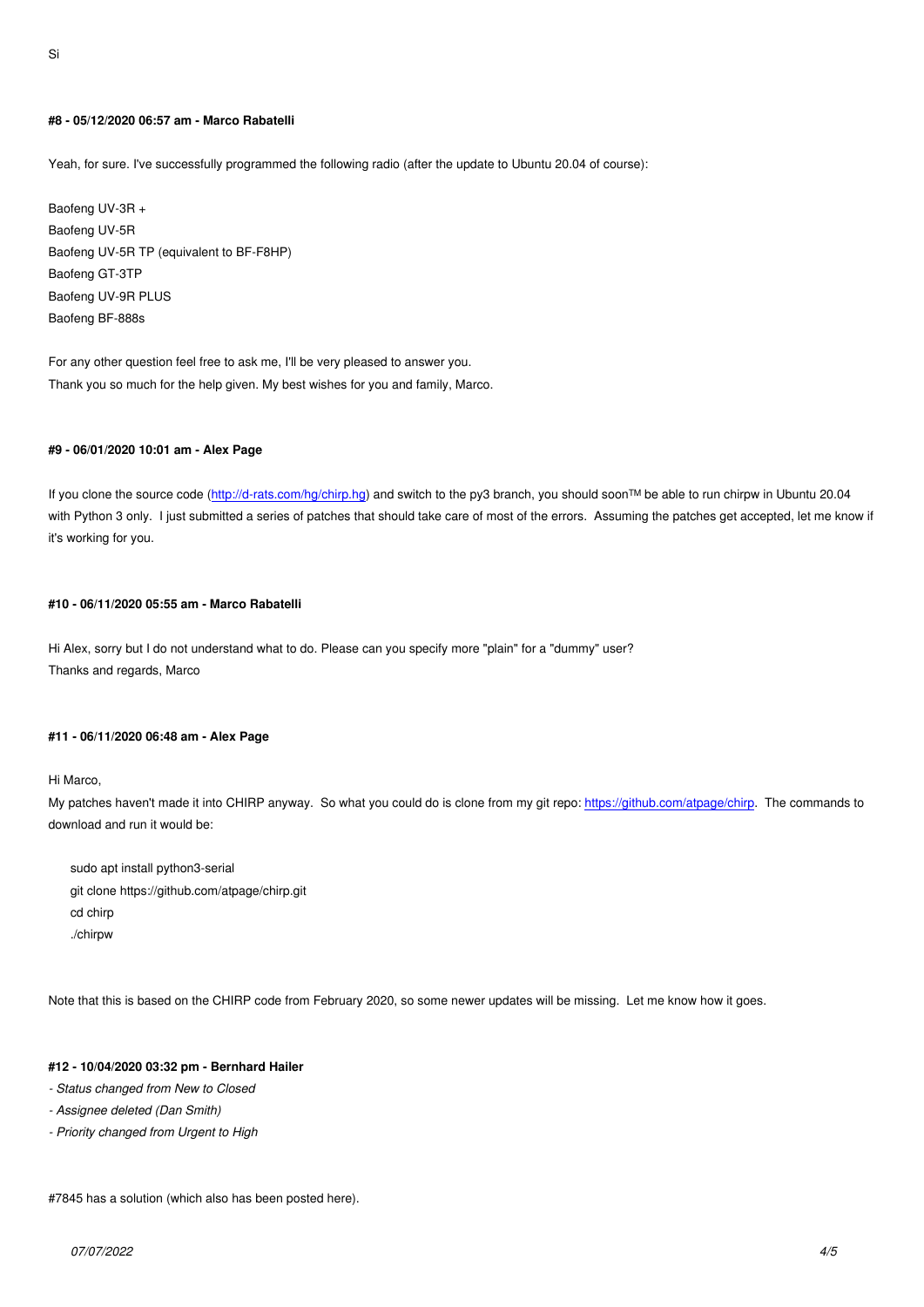Si

#### #8 - 05/12/2020 06:57 am - Marco Rabatelli

Yeah, for sure. I've successfully programmed the following radio (after the update to Ubuntu 20.04 of course):

Baofeng UV-3R +
Baofeng UV-5R
Baofeng UV-5R TP (equivalent to BF-F8HP)
Baofeng GT-3TP
Baofeng UV-9R PLUS
Baofeng BF-888s

For any other question feel free to ask me, I'll be very pleased to answer you.
Thank you so much for the help given. My best wishes for you and family, Marco.

#### #9 - 06/01/2020 10:01 am - Alex Page

If you clone the source code (http://d-rats.com/hg/chirp.hg) and switch to the py3 branch, you should soon™ be able to run chirpw in Ubuntu 20.04 with Python 3 only. I just submitted a series of patches that should take care of most of the errors. Assuming the patches get accepted, let me know if it's working for you.

#### #10 - 06/11/2020 05:55 am - Marco Rabatelli

Hi Alex, sorry but I do not understand what to do. Please can you specify more "plain" for a "dummy" user?
Thanks and regards, Marco

#### #11 - 06/11/2020 06:48 am - Alex Page

Hi Marco,
My patches haven't made it into CHIRP anyway. So what you could do is clone from my git repo: https://github.com/atpage/chirp. The commands to download and run it would be:

```
sudo apt install python3-serial
git clone https://github.com/atpage/chirp.git
cd chirp
./chirpw
```

Note that this is based on the CHIRP code from February 2020, so some newer updates will be missing. Let me know how it goes.

#### #12 - 10/04/2020 03:32 pm - Bernhard Hailer

- *Status changed from New to Closed*
- *Assignee deleted (Dan Smith)*
- *Priority changed from Urgent to High*

#7845 has a solution (which also has been posted here).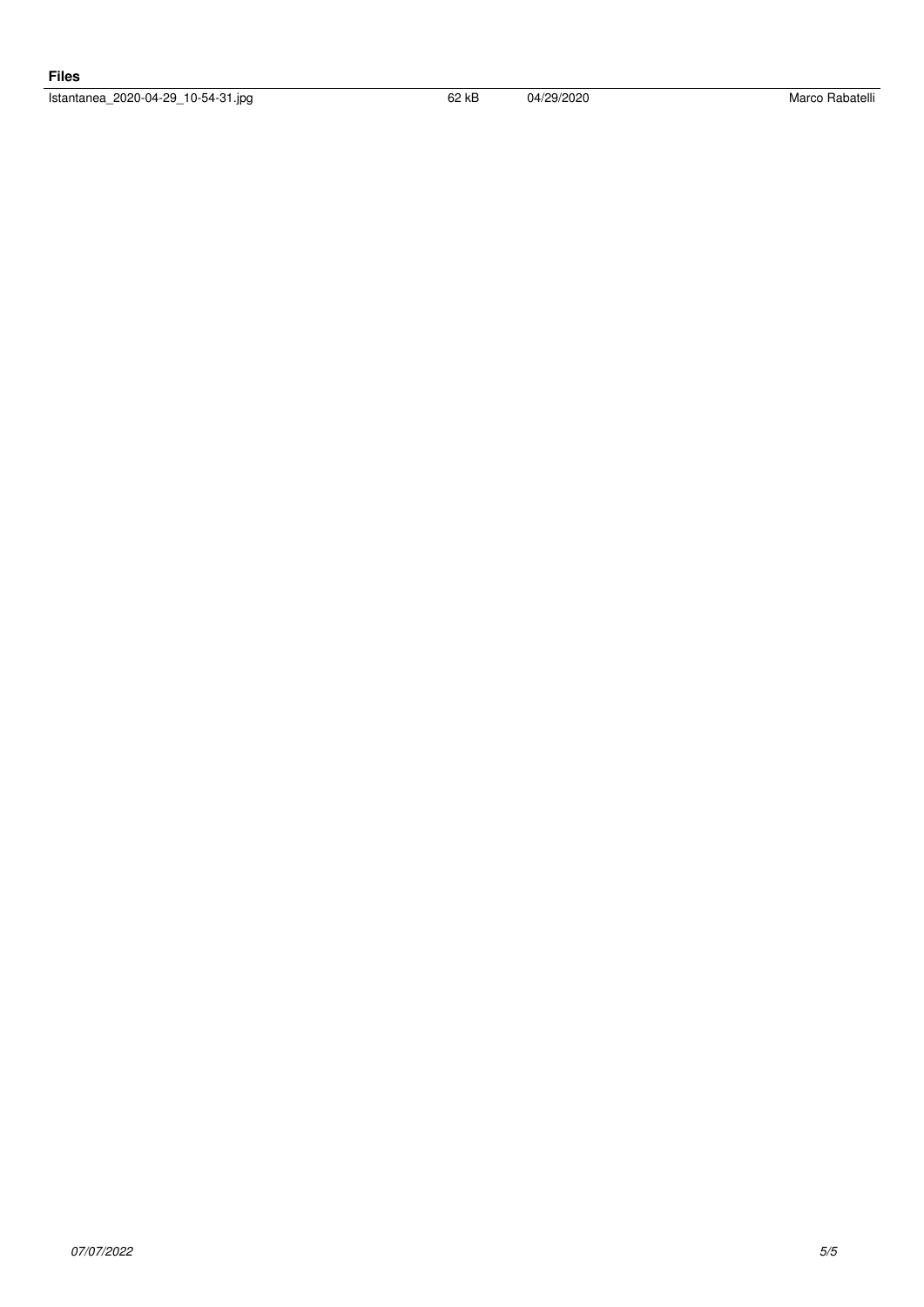**Files**

| | | | |
|---|---|---|---|
| Istantanea_2020-04-29_10-54-31.jpg | 62 kB | 04/29/2020 | Marco Rabatelli |

*07/07/2022*